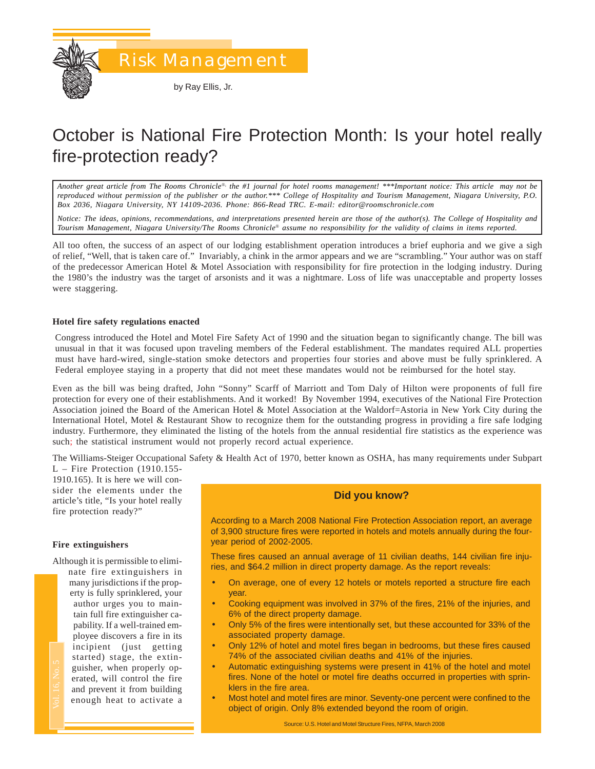# Risk Management

by Ray Ellis, Jr.

## October is National Fire Protection Month: Is your hotel really fire-protection ready?

*Another great article from The Rooms Chronicle®, the #1 journal for hotel rooms management! \*\*\*Important notice: This article may not be reproduced without permission of the publisher or the author.\*\*\* College of Hospitality and Tourism Management, Niagara University, P.O. Box 2036, Niagara University, NY 14109-2036. Phone: 866-Read TRC. E-mail: editor@roomschronicle.com*

*Notice: The ideas, opinions, recommendations, and interpretations presented herein are those of the author(s). The College of Hospitality and Tourism Management, Niagara University/The Rooms Chronicle® assume no responsibility for the validity of claims in items reported.*

All too often, the success of an aspect of our lodging establishment operation introduces a brief euphoria and we give a sigh of relief, "Well, that is taken care of." Invariably, a chink in the armor appears and we are "scrambling." Your author was on staff of the predecessor American Hotel & Motel Association with responsibility for fire protection in the lodging industry. During the 1980's the industry was the target of arsonists and it was a nightmare. Loss of life was unacceptable and property losses were staggering.

**Hotel fire safety regulations enacted**

Congress introduced the Hotel and Motel Fire Safety Act of 1990 and the situation began to significantly change. The bill was unusual in that it was focused upon traveling members of the Federal establishment. The mandates required ALL properties must have hard-wired, single-station smoke detectors and properties four stories and above must be fully sprinklered. A Federal employee staying in a property that did not meet these mandates would not be reimbursed for the hotel stay.

Even as the bill was being drafted, John "Sonny" Scarff of Marriott and Tom Daly of Hilton were proponents of full fire protection for every one of their establishments. And it worked! By November 1994, executives of the National Fire Protection Association joined the Board of the American Hotel & Motel Association at the Waldorf=Astoria in New York City during the International Hotel, Motel & Restaurant Show to recognize them for the outstanding progress in providing a fire safe lodging industry. Furthermore, they eliminated the listing of the hotels from the annual residential fire statistics as the experience was such; the statistical instrument would not properly record actual experience.

The Williams-Steiger Occupational Safety & Health Act of 1970, better known as OSHA, has many requirements under Subpart L – Fire Protection (1910.155-1910.165). It is here we will consider the elements under the article's title, "Is your hotel really fire protection ready?"

**Fire extinguishers**

Although it is permissible to eliminate fire extinguishers in many jurisdictions if the property is fully sprinklered, your author urges you to maintain full fire extinguisher capability. If a well-trained employee discovers a fire in its incipient (just getting started) stage, the extinguisher, when properly operated, will control the fire and prevent it from building enough heat to activate a

**Did you know?**

According to a March 2008 National Fire Protection Association report, an average of 3,900 structure fires were reported in hotels and motels annually during the four-year period of 2002-2005.

These fires caused an annual average of 11 civilian deaths, 144 civilian fire injuries, and $64.2 million in direct property damage. As the report reveals:

- On average, one of every 12 hotels or motels reported a structure fire each year.
- Cooking equipment was involved in 37% of the fires, 21% of the injuries, and 6% of the direct property damage.
- Only 5% of the fires were intentionally set, but these accounted for 33% of the associated property damage.
- Only 12% of hotel and motel fires began in bedrooms, but these fires caused 74% of the associated civilian deaths and 41% of the injuries.
- Automatic extinguishing systems were present in 41% of the hotel and motel fires. None of the hotel or motel fire deaths occurred in properties with sprinklers in the fire area.
- Most hotel and motel fires are minor. Seventy-one percent were confined to the object of origin. Only 8% extended beyond the room of origin.

Source: U.S. Hotel and Motel Structure Fires, NFPA, March 2008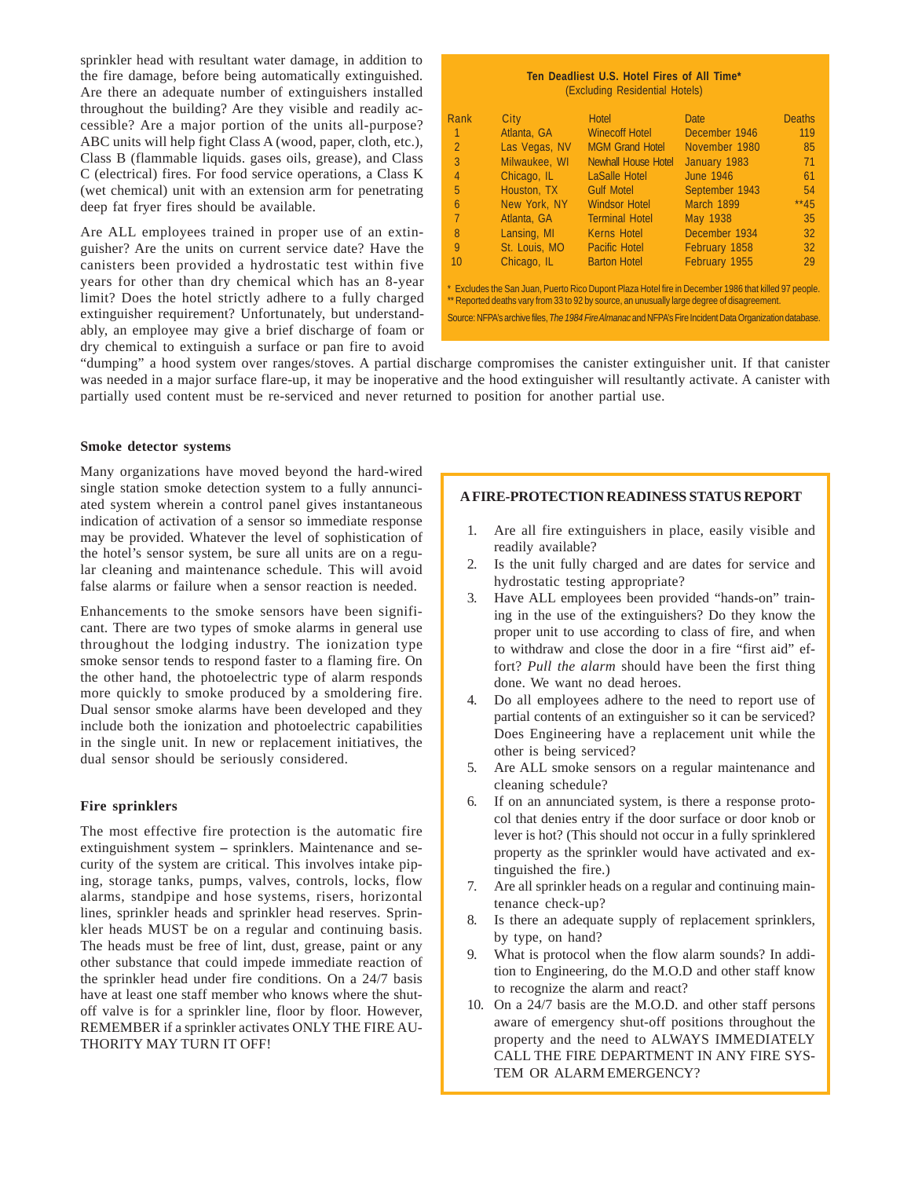sprinkler head with resultant water damage, in addition to the fire damage, before being automatically extinguished. Are there an adequate number of extinguishers installed throughout the building? Are they visible and readily accessible? Are a major portion of the units all-purpose? ABC units will help fight Class A (wood, paper, cloth, etc.), Class B (flammable liquids. gases oils, grease), and Class C (electrical) fires. For food service operations, a Class K (wet chemical) unit with an extension arm for penetrating deep fat fryer fires should be available.

Are ALL employees trained in proper use of an extinguisher? Are the units on current service date? Have the canisters been provided a hydrostatic test within five years for other than dry chemical which has an 8-year limit? Does the hotel strictly adhere to a fully charged extinguisher requirement? Unfortunately, but understandably, an employee may give a brief discharge of foam or dry chemical to extinguish a surface or pan fire to avoid "dumping" a hood system over ranges/stoves. A partial discharge compromises the canister extinguisher unit. If that canister was needed in a major surface flare-up, it may be inoperative and the hood extinguisher will resultantly activate. A canister with partially used content must be re-serviced and never returned to position for another partial use.

**Ten Deadliest U.S. Hotel Fires of All Time***
(Excluding Residential Hotels)

| Rank | City | Hotel | Date | Deaths |
|---|---|---|---|---|
| 1 | Atlanta, GA | Winecoff Hotel | December 1946 | 119 |
| 2 | Las Vegas, NV | MGM Grand Hotel | November 1980 | 85 |
| 3 | Milwaukee, WI | Newhall House Hotel | January 1983 | 71 |
| 4 | Chicago, IL | LaSalle Hotel | June 1946 | 61 |
| 5 | Houston, TX | Gulf Motel | September 1943 | 54 |
| 6 | New York, NY | Windsor Hotel | March 1899 | **45 |
| 7 | Atlanta, GA | Terminal Hotel | May 1938 | 35 |
| 8 | Lansing, MI | Kerns Hotel | December 1934 | 32 |
| 9 | St. Louis, MO | Pacific Hotel | February 1858 | 32 |
| 10 | Chicago, IL | Barton Hotel | February 1955 | 29 |

\* Excludes the San Juan, Puerto Rico Dupont Plaza Hotel fire in December 1986 that killed 97 people.
** Reported deaths vary from 33 to 92 by source, an unusually large degree of disagreement.

Source: NFPA's archive files, *The 1984 Fire Almanac* and NFPA's Fire Incident Data Organization database.

### Smoke detector systems

Many organizations have moved beyond the hard-wired single station smoke detection system to a fully annunciated system wherein a control panel gives instantaneous indication of activation of a sensor so immediate response may be provided. Whatever the level of sophistication of the hotel's sensor system, be sure all units are on a regular cleaning and maintenance schedule. This will avoid false alarms or failure when a sensor reaction is needed.

Enhancements to the smoke sensors have been significant. There are two types of smoke alarms in general use throughout the lodging industry. The ionization type smoke sensor tends to respond faster to a flaming fire. On the other hand, the photoelectric type of alarm responds more quickly to smoke produced by a smoldering fire. Dual sensor smoke alarms have been developed and they include both the ionization and photoelectric capabilities in the single unit. In new or replacement initiatives, the dual sensor should be seriously considered.

### Fire sprinklers

The most effective fire protection is the automatic fire extinguishment system – sprinklers. Maintenance and security of the system are critical. This involves intake piping, storage tanks, pumps, valves, controls, locks, flow alarms, standpipe and hose systems, risers, horizontal lines, sprinkler heads and sprinkler head reserves. Sprinkler heads MUST be on a regular and continuing basis. The heads must be free of lint, dust, grease, paint or any other substance that could impede immediate reaction of the sprinkler head under fire conditions. On a 24/7 basis have at least one staff member who knows where the shut-off valve is for a sprinkler line, floor by floor. However, REMEMBER if a sprinkler activates ONLY THE FIRE AUTHORITY MAY TURN IT OFF!

**A FIRE-PROTECTION READINESS STATUS REPORT**

1. Are all fire extinguishers in place, easily visible and readily available?
2. Is the unit fully charged and are dates for service and hydrostatic testing appropriate?
3. Have ALL employees been provided "hands-on" training in the use of the extinguishers? Do they know the proper unit to use according to class of fire, and when to withdraw and close the door in a fire "first aid" effort? *Pull the alarm* should have been the first thing done. We want no dead heroes.
4. Do all employees adhere to the need to report use of partial contents of an extinguisher so it can be serviced? Does Engineering have a replacement unit while the other is being serviced?
5. Are ALL smoke sensors on a regular maintenance and cleaning schedule?
6. If on an annunciated system, is there a response protocol that denies entry if the door surface or door knob or lever is hot? (This should not occur in a fully sprinklered property as the sprinkler would have activated and extinguished the fire.)
7. Are all sprinkler heads on a regular and continuing maintenance check-up?
8. Is there an adequate supply of replacement sprinklers, by type, on hand?
9. What is protocol when the flow alarm sounds? In addition to Engineering, do the M.O.D and other staff know to recognize the alarm and react?
10. On a 24/7 basis are the M.O.D. and other staff persons aware of emergency shut-off positions throughout the property and the need to ALWAYS IMMEDIATELY CALL THE FIRE DEPARTMENT IN ANY FIRE SYSTEM OR ALARM EMERGENCY?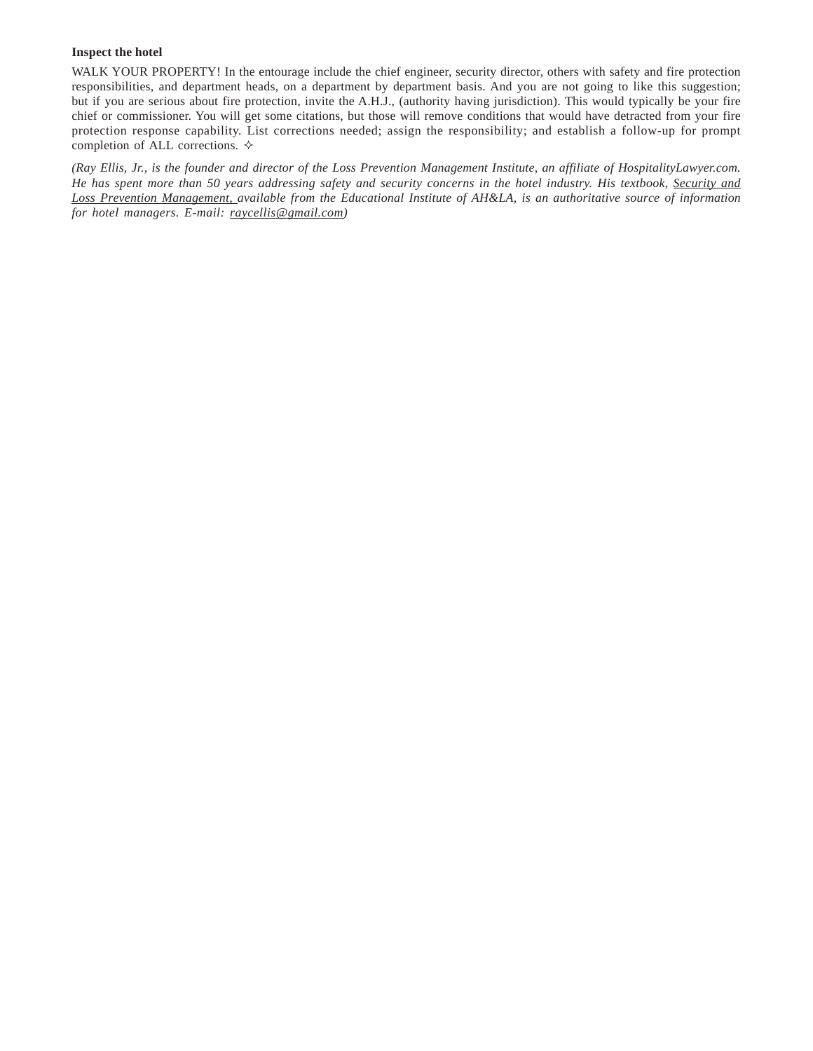**Inspect the hotel**

WALK YOUR PROPERTY! In the entourage include the chief engineer, security director, others with safety and fire protection responsibilities, and department heads, on a department by department basis. And you are not going to like this suggestion; but if you are serious about fire protection, invite the A.H.J., (authority having jurisdiction). This would typically be your fire chief or commissioner. You will get some citations, but those will remove conditions that would have detracted from your fire protection response capability. List corrections needed; assign the responsibility; and establish a follow-up for prompt completion of ALL corrections. ✧

*(Ray Ellis, Jr., is the founder and director of the Loss Prevention Management Institute, an affiliate of HospitalityLawyer.com. He has spent more than 50 years addressing safety and security concerns in the hotel industry. His textbook, Security and Loss Prevention Management, available from the Educational Institute of AH&LA, is an authoritative source of information for hotel managers. E-mail: raycellis@gmail.com)*